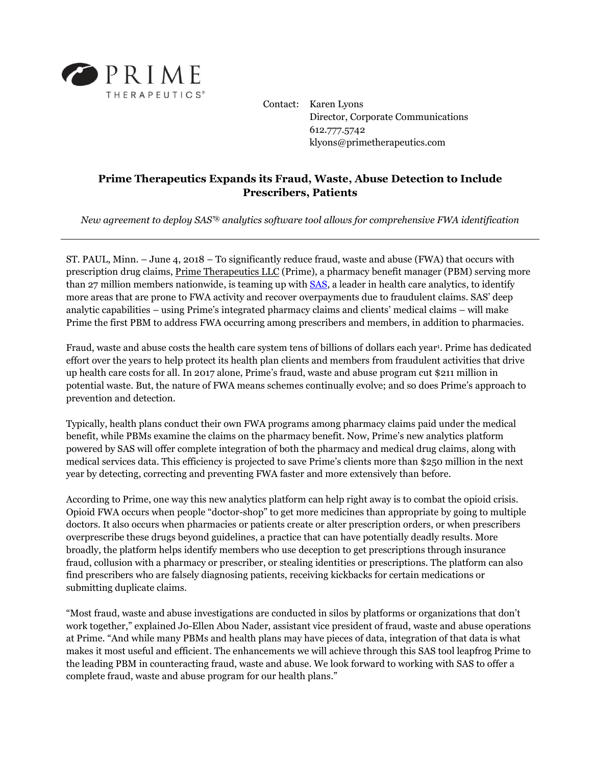PRIME THERAPEUTICS®

Contact: Karen Lyons
Director, Corporate Communications
612.777.5742
klyons@primetherapeutics.com

## Prime Therapeutics Expands its Fraud, Waste, Abuse Detection to Include Prescribers, Patients

*New agreement to deploy SAS'® analytics software tool allows for comprehensive FWA identification*

---

ST. PAUL, Minn. – June 4, 2018 – To significantly reduce fraud, waste and abuse (FWA) that occurs with prescription drug claims, Prime Therapeutics LLC (Prime), a pharmacy benefit manager (PBM) serving more than 27 million members nationwide, is teaming up with SAS, a leader in health care analytics, to identify more areas that are prone to FWA activity and recover overpayments due to fraudulent claims. SAS' deep analytic capabilities – using Prime's integrated pharmacy claims and clients' medical claims – will make Prime the first PBM to address FWA occurring among prescribers and members, in addition to pharmacies.

Fraud, waste and abuse costs the health care system tens of billions of dollars each year[1]. Prime has dedicated effort over the years to help protect its health plan clients and members from fraudulent activities that drive up health care costs for all. In 2017 alone, Prime's fraud, waste and abuse program cut $211 million in potential waste. But, the nature of FWA means schemes continually evolve; and so does Prime's approach to prevention and detection.

Typically, health plans conduct their own FWA programs among pharmacy claims paid under the medical benefit, while PBMs examine the claims on the pharmacy benefit. Now, Prime's new analytics platform powered by SAS will offer complete integration of both the pharmacy and medical drug claims, along with medical services data. This efficiency is projected to save Prime's clients more than $250 million in the next year by detecting, correcting and preventing FWA faster and more extensively than before.

According to Prime, one way this new analytics platform can help right away is to combat the opioid crisis. Opioid FWA occurs when people "doctor-shop" to get more medicines than appropriate by going to multiple doctors. It also occurs when pharmacies or patients create or alter prescription orders, or when prescribers overprescribe these drugs beyond guidelines, a practice that can have potentially deadly results. More broadly, the platform helps identify members who use deception to get prescriptions through insurance fraud, collusion with a pharmacy or prescriber, or stealing identities or prescriptions. The platform can also find prescribers who are falsely diagnosing patients, receiving kickbacks for certain medications or submitting duplicate claims.

"Most fraud, waste and abuse investigations are conducted in silos by platforms or organizations that don't work together," explained Jo-Ellen Abou Nader, assistant vice president of fraud, waste and abuse operations at Prime. "And while many PBMs and health plans may have pieces of data, integration of that data is what makes it most useful and efficient. The enhancements we will achieve through this SAS tool leapfrog Prime to the leading PBM in counteracting fraud, waste and abuse. We look forward to working with SAS to offer a complete fraud, waste and abuse program for our health plans."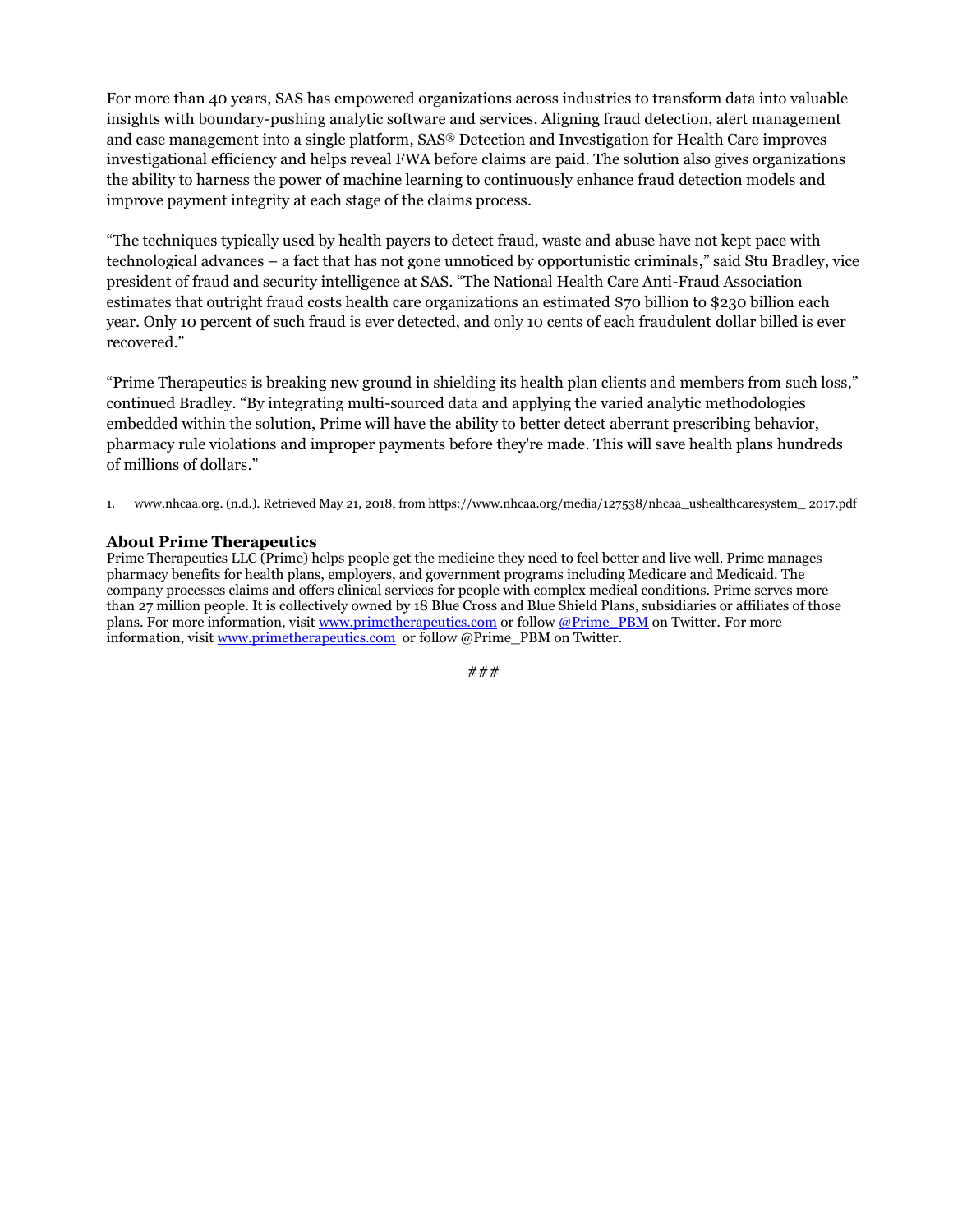For more than 40 years, SAS has empowered organizations across industries to transform data into valuable insights with boundary-pushing analytic software and services. Aligning fraud detection, alert management and case management into a single platform, SAS® Detection and Investigation for Health Care improves investigational efficiency and helps reveal FWA before claims are paid. The solution also gives organizations the ability to harness the power of machine learning to continuously enhance fraud detection models and improve payment integrity at each stage of the claims process.

"The techniques typically used by health payers to detect fraud, waste and abuse have not kept pace with technological advances – a fact that has not gone unnoticed by opportunistic criminals," said Stu Bradley, vice president of fraud and security intelligence at SAS. "The National Health Care Anti-Fraud Association estimates that outright fraud costs health care organizations an estimated $70 billion to $230 billion each year. Only 10 percent of such fraud is ever detected, and only 10 cents of each fraudulent dollar billed is ever recovered."

"Prime Therapeutics is breaking new ground in shielding its health plan clients and members from such loss," continued Bradley. "By integrating multi-sourced data and applying the varied analytic methodologies embedded within the solution, Prime will have the ability to better detect aberrant prescribing behavior, pharmacy rule violations and improper payments before they're made. This will save health plans hundreds of millions of dollars."

1. www.nhcaa.org. (n.d.). Retrieved May 21, 2018, from https://www.nhcaa.org/media/127538/nhcaa_ushealthcaresystem_ 2017.pdf

**About Prime Therapeutics**

Prime Therapeutics LLC (Prime) helps people get the medicine they need to feel better and live well. Prime manages pharmacy benefits for health plans, employers, and government programs including Medicare and Medicaid. The company processes claims and offers clinical services for people with complex medical conditions. Prime serves more than 27 million people. It is collectively owned by 18 Blue Cross and Blue Shield Plans, subsidiaries or affiliates of those plans. For more information, visit www.primetherapeutics.com or follow @Prime_PBM on Twitter. For more information, visit www.primetherapeutics.com or follow @Prime_PBM on Twitter.

###